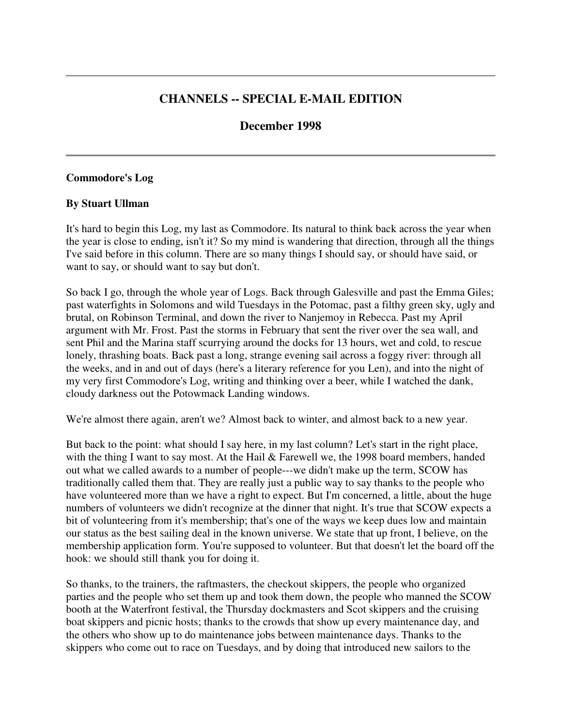# CHANNELS -- SPECIAL E-MAIL EDITION

## December 1998

---

**Commodore's Log**

**By Stuart Ullman**

It's hard to begin this Log, my last as Commodore. Its natural to think back across the year when the year is close to ending, isn't it? So my mind is wandering that direction, through all the things I've said before in this column. There are so many things I should say, or should have said, or want to say, or should want to say but don't.

So back I go, through the whole year of Logs. Back through Galesville and past the Emma Giles; past waterfights in Solomons and wild Tuesdays in the Potomac, past a filthy green sky, ugly and brutal, on Robinson Terminal, and down the river to Nanjemoy in Rebecca. Past my April argument with Mr. Frost. Past the storms in February that sent the river over the sea wall, and sent Phil and the Marina staff scurrying around the docks for 13 hours, wet and cold, to rescue lonely, thrashing boats. Back past a long, strange evening sail across a foggy river: through all the weeks, and in and out of days (here's a literary reference for you Len), and into the night of my very first Commodore's Log, writing and thinking over a beer, while I watched the dank, cloudy darkness out the Potowmack Landing windows.

We're almost there again, aren't we? Almost back to winter, and almost back to a new year.

But back to the point: what should I say here, in my last column? Let's start in the right place, with the thing I want to say most. At the Hail & Farewell we, the 1998 board members, handed out what we called awards to a number of people---we didn't make up the term, SCOW has traditionally called them that. They are really just a public way to say thanks to the people who have volunteered more than we have a right to expect. But I'm concerned, a little, about the huge numbers of volunteers we didn't recognize at the dinner that night. It's true that SCOW expects a bit of volunteering from it's membership; that's one of the ways we keep dues low and maintain our status as the best sailing deal in the known universe. We state that up front, I believe, on the membership application form. You're supposed to volunteer. But that doesn't let the board off the hook: we should still thank you for doing it.

So thanks, to the trainers, the raftmasters, the checkout skippers, the people who organized parties and the people who set them up and took them down, the people who manned the SCOW booth at the Waterfront festival, the Thursday dockmasters and Scot skippers and the cruising boat skippers and picnic hosts; thanks to the crowds that show up every maintenance day, and the others who show up to do maintenance jobs between maintenance days. Thanks to the skippers who come out to race on Tuesdays, and by doing that introduced new sailors to the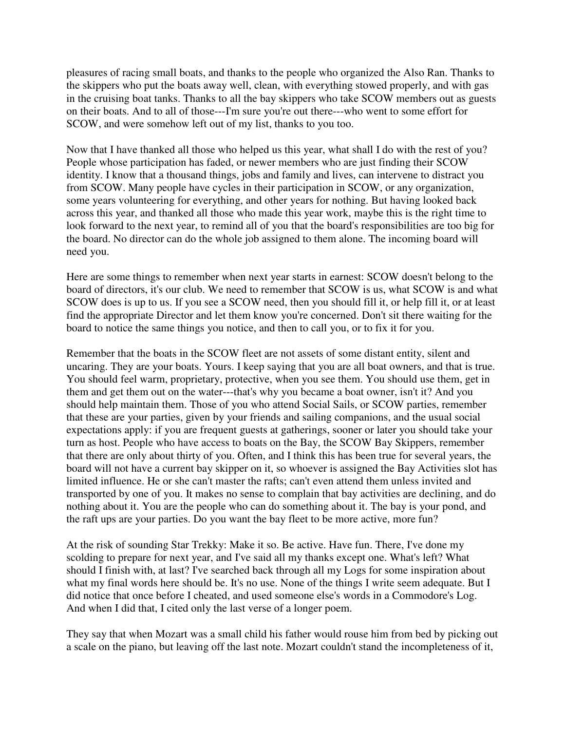pleasures of racing small boats, and thanks to the people who organized the Also Ran. Thanks to the skippers who put the boats away well, clean, with everything stowed properly, and with gas in the cruising boat tanks. Thanks to all the bay skippers who take SCOW members out as guests on their boats. And to all of those---I'm sure you're out there---who went to some effort for SCOW, and were somehow left out of my list, thanks to you too.

Now that I have thanked all those who helped us this year, what shall I do with the rest of you? People whose participation has faded, or newer members who are just finding their SCOW identity. I know that a thousand things, jobs and family and lives, can intervene to distract you from SCOW. Many people have cycles in their participation in SCOW, or any organization, some years volunteering for everything, and other years for nothing. But having looked back across this year, and thanked all those who made this year work, maybe this is the right time to look forward to the next year, to remind all of you that the board's responsibilities are too big for the board. No director can do the whole job assigned to them alone. The incoming board will need you.

Here are some things to remember when next year starts in earnest: SCOW doesn't belong to the board of directors, it's our club. We need to remember that SCOW is us, what SCOW is and what SCOW does is up to us. If you see a SCOW need, then you should fill it, or help fill it, or at least find the appropriate Director and let them know you're concerned. Don't sit there waiting for the board to notice the same things you notice, and then to call you, or to fix it for you.

Remember that the boats in the SCOW fleet are not assets of some distant entity, silent and uncaring. They are your boats. Yours. I keep saying that you are all boat owners, and that is true. You should feel warm, proprietary, protective, when you see them. You should use them, get in them and get them out on the water---that's why you became a boat owner, isn't it? And you should help maintain them. Those of you who attend Social Sails, or SCOW parties, remember that these are your parties, given by your friends and sailing companions, and the usual social expectations apply: if you are frequent guests at gatherings, sooner or later you should take your turn as host. People who have access to boats on the Bay, the SCOW Bay Skippers, remember that there are only about thirty of you. Often, and I think this has been true for several years, the board will not have a current bay skipper on it, so whoever is assigned the Bay Activities slot has limited influence. He or she can't master the rafts; can't even attend them unless invited and transported by one of you. It makes no sense to complain that bay activities are declining, and do nothing about it. You are the people who can do something about it. The bay is your pond, and the raft ups are your parties. Do you want the bay fleet to be more active, more fun?

At the risk of sounding Star Trekky: Make it so. Be active. Have fun. There, I've done my scolding to prepare for next year, and I've said all my thanks except one. What's left? What should I finish with, at last? I've searched back through all my Logs for some inspiration about what my final words here should be. It's no use. None of the things I write seem adequate. But I did notice that once before I cheated, and used someone else's words in a Commodore's Log. And when I did that, I cited only the last verse of a longer poem.

They say that when Mozart was a small child his father would rouse him from bed by picking out a scale on the piano, but leaving off the last note. Mozart couldn't stand the incompleteness of it,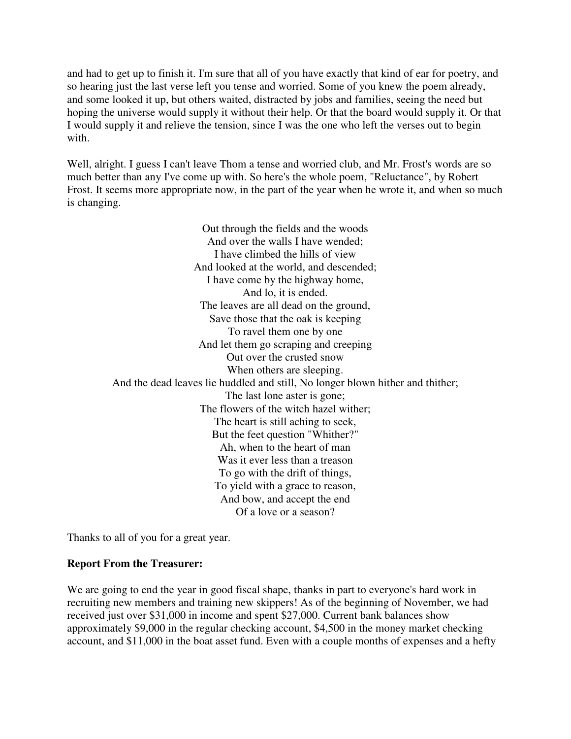and had to get up to finish it. I'm sure that all of you have exactly that kind of ear for poetry, and so hearing just the last verse left you tense and worried. Some of you knew the poem already, and some looked it up, but others waited, distracted by jobs and families, seeing the need but hoping the universe would supply it without their help. Or that the board would supply it. Or that I would supply it and relieve the tension, since I was the one who left the verses out to begin with.

Well, alright. I guess I can't leave Thom a tense and worried club, and Mr. Frost's words are so much better than any I've come up with. So here's the whole poem, "Reluctance", by Robert Frost. It seems more appropriate now, in the part of the year when he wrote it, and when so much is changing.

Out through the fields and the woods  
And over the walls I have wended;  
I have climbed the hills of view  
And looked at the world, and descended;  
I have come by the highway home,  
And lo, it is ended.  
The leaves are all dead on the ground,  
Save those that the oak is keeping  
To ravel them one by one  
And let them go scraping and creeping  
Out over the crusted snow  
When others are sleeping.  
And the dead leaves lie huddled and still, No longer blown hither and thither;  
The last lone aster is gone;  
The flowers of the witch hazel wither;  
The heart is still aching to seek,  
But the feet question "Whither?"  
Ah, when to the heart of man  
Was it ever less than a treason  
To go with the drift of things,  
To yield with a grace to reason,  
And bow, and accept the end  
Of a love or a season?

Thanks to all of you for a great year.

**Report From the Treasurer:**

We are going to end the year in good fiscal shape, thanks in part to everyone's hard work in recruiting new members and training new skippers! As of the beginning of November, we had received just over $31,000 in income and spent $27,000. Current bank balances show approximately $9,000 in the regular checking account, $4,500 in the money market checking account, and $11,000 in the boat asset fund. Even with a couple months of expenses and a hefty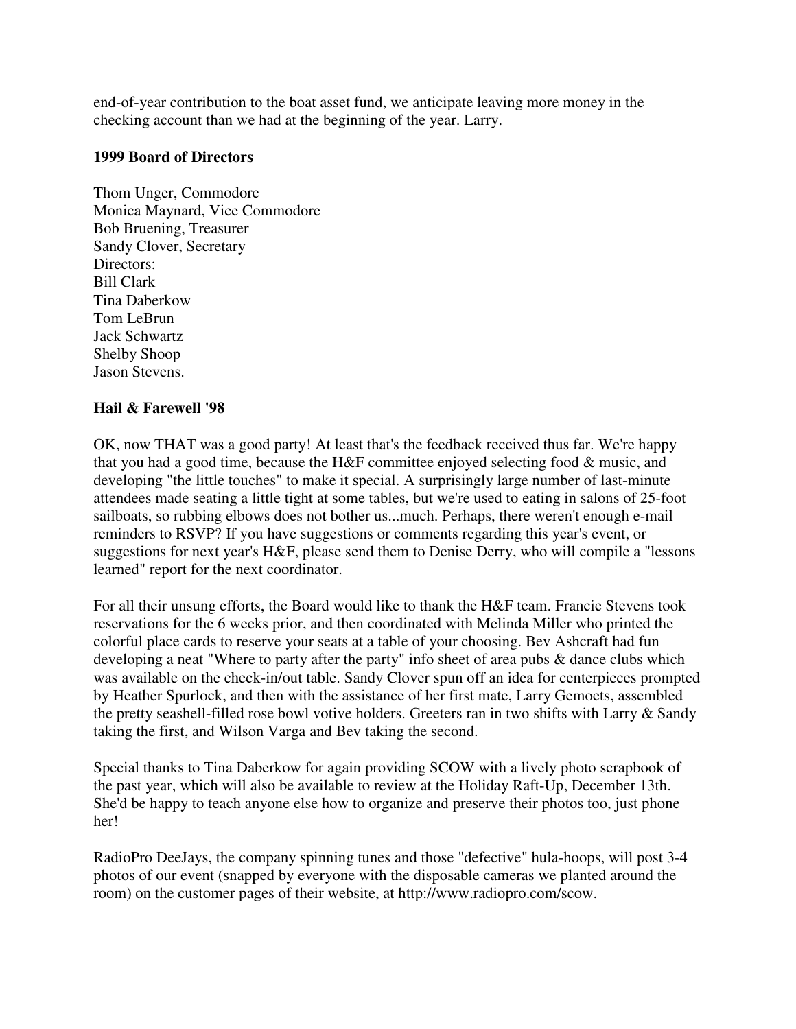end-of-year contribution to the boat asset fund, we anticipate leaving more money in the checking account than we had at the beginning of the year. Larry.

**1999 Board of Directors**

Thom Unger, Commodore
Monica Maynard, Vice Commodore
Bob Bruening, Treasurer
Sandy Clover, Secretary
Directors:
Bill Clark
Tina Daberkow
Tom LeBrun
Jack Schwartz
Shelby Shoop
Jason Stevens.

**Hail & Farewell '98**

OK, now THAT was a good party! At least that's the feedback received thus far. We're happy that you had a good time, because the H&F committee enjoyed selecting food & music, and developing "the little touches" to make it special. A surprisingly large number of last-minute attendees made seating a little tight at some tables, but we're used to eating in salons of 25-foot sailboats, so rubbing elbows does not bother us...much. Perhaps, there weren't enough e-mail reminders to RSVP? If you have suggestions or comments regarding this year's event, or suggestions for next year's H&F, please send them to Denise Derry, who will compile a "lessons learned" report for the next coordinator.

For all their unsung efforts, the Board would like to thank the H&F team. Francie Stevens took reservations for the 6 weeks prior, and then coordinated with Melinda Miller who printed the colorful place cards to reserve your seats at a table of your choosing. Bev Ashcraft had fun developing a neat "Where to party after the party" info sheet of area pubs & dance clubs which was available on the check-in/out table. Sandy Clover spun off an idea for centerpieces prompted by Heather Spurlock, and then with the assistance of her first mate, Larry Gemoets, assembled the pretty seashell-filled rose bowl votive holders. Greeters ran in two shifts with Larry & Sandy taking the first, and Wilson Varga and Bev taking the second.

Special thanks to Tina Daberkow for again providing SCOW with a lively photo scrapbook of the past year, which will also be available to review at the Holiday Raft-Up, December 13th. She'd be happy to teach anyone else how to organize and preserve their photos too, just phone her!

RadioPro DeeJays, the company spinning tunes and those "defective" hula-hoops, will post 3-4 photos of our event (snapped by everyone with the disposable cameras we planted around the room) on the customer pages of their website, at http://www.radiopro.com/scow.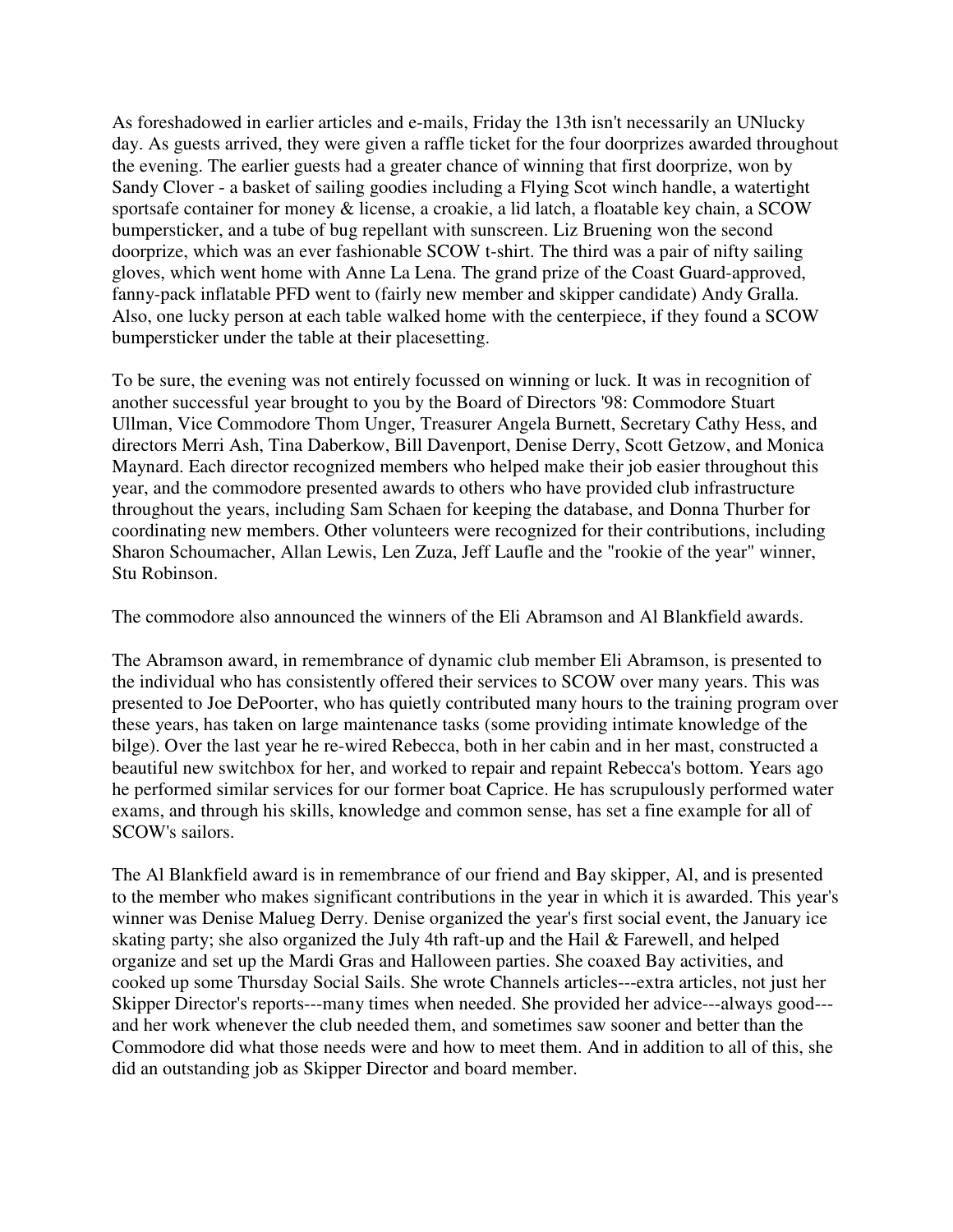As foreshadowed in earlier articles and e-mails, Friday the 13th isn't necessarily an UNlucky day. As guests arrived, they were given a raffle ticket for the four doorprizes awarded throughout the evening. The earlier guests had a greater chance of winning that first doorprize, won by Sandy Clover - a basket of sailing goodies including a Flying Scot winch handle, a watertight sportsafe container for money & license, a croakie, a lid latch, a floatable key chain, a SCOW bumpersticker, and a tube of bug repellant with sunscreen. Liz Bruening won the second doorprize, which was an ever fashionable SCOW t-shirt. The third was a pair of nifty sailing gloves, which went home with Anne La Lena. The grand prize of the Coast Guard-approved, fanny-pack inflatable PFD went to (fairly new member and skipper candidate) Andy Gralla. Also, one lucky person at each table walked home with the centerpiece, if they found a SCOW bumpersticker under the table at their placesetting.

To be sure, the evening was not entirely focussed on winning or luck. It was in recognition of another successful year brought to you by the Board of Directors '98: Commodore Stuart Ullman, Vice Commodore Thom Unger, Treasurer Angela Burnett, Secretary Cathy Hess, and directors Merri Ash, Tina Daberkow, Bill Davenport, Denise Derry, Scott Getzow, and Monica Maynard. Each director recognized members who helped make their job easier throughout this year, and the commodore presented awards to others who have provided club infrastructure throughout the years, including Sam Schaen for keeping the database, and Donna Thurber for coordinating new members. Other volunteers were recognized for their contributions, including Sharon Schoumacher, Allan Lewis, Len Zuza, Jeff Laufle and the "rookie of the year" winner, Stu Robinson.

The commodore also announced the winners of the Eli Abramson and Al Blankfield awards.

The Abramson award, in remembrance of dynamic club member Eli Abramson, is presented to the individual who has consistently offered their services to SCOW over many years. This was presented to Joe DePoorter, who has quietly contributed many hours to the training program over these years, has taken on large maintenance tasks (some providing intimate knowledge of the bilge). Over the last year he re-wired Rebecca, both in her cabin and in her mast, constructed a beautiful new switchbox for her, and worked to repair and repaint Rebecca's bottom. Years ago he performed similar services for our former boat Caprice. He has scrupulously performed water exams, and through his skills, knowledge and common sense, has set a fine example for all of SCOW's sailors.

The Al Blankfield award is in remembrance of our friend and Bay skipper, Al, and is presented to the member who makes significant contributions in the year in which it is awarded. This year's winner was Denise Malueg Derry. Denise organized the year's first social event, the January ice skating party; she also organized the July 4th raft-up and the Hail & Farewell, and helped organize and set up the Mardi Gras and Halloween parties. She coaxed Bay activities, and cooked up some Thursday Social Sails. She wrote Channels articles---extra articles, not just her Skipper Director's reports---many times when needed. She provided her advice---always good---and her work whenever the club needed them, and sometimes saw sooner and better than the Commodore did what those needs were and how to meet them. And in addition to all of this, she did an outstanding job as Skipper Director and board member.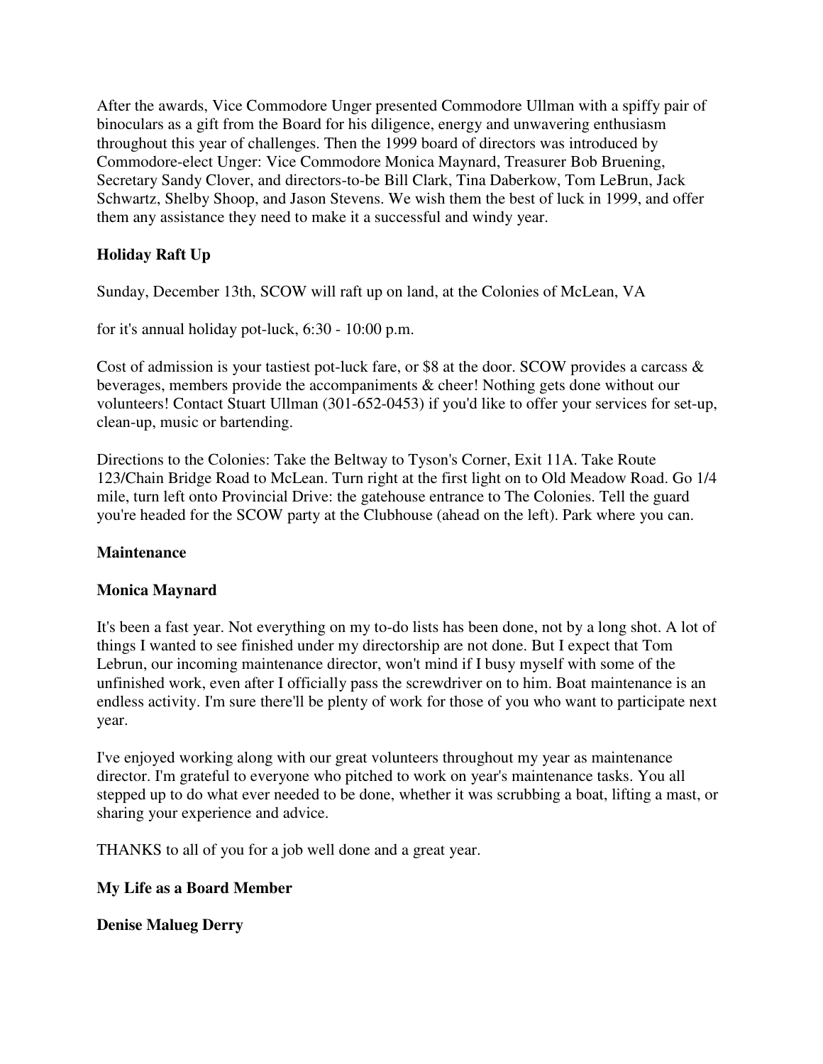After the awards, Vice Commodore Unger presented Commodore Ullman with a spiffy pair of binoculars as a gift from the Board for his diligence, energy and unwavering enthusiasm throughout this year of challenges. Then the 1999 board of directors was introduced by Commodore-elect Unger: Vice Commodore Monica Maynard, Treasurer Bob Bruening, Secretary Sandy Clover, and directors-to-be Bill Clark, Tina Daberkow, Tom LeBrun, Jack Schwartz, Shelby Shoop, and Jason Stevens. We wish them the best of luck in 1999, and offer them any assistance they need to make it a successful and windy year.

**Holiday Raft Up**

Sunday, December 13th, SCOW will raft up on land, at the Colonies of McLean, VA

for it's annual holiday pot-luck, 6:30 - 10:00 p.m.

Cost of admission is your tastiest pot-luck fare, or $8 at the door. SCOW provides a carcass & beverages, members provide the accompaniments & cheer! Nothing gets done without our volunteers! Contact Stuart Ullman (301-652-0453) if you'd like to offer your services for set-up, clean-up, music or bartending.

Directions to the Colonies: Take the Beltway to Tyson's Corner, Exit 11A. Take Route 123/Chain Bridge Road to McLean. Turn right at the first light on to Old Meadow Road. Go 1/4 mile, turn left onto Provincial Drive: the gatehouse entrance to The Colonies. Tell the guard you're headed for the SCOW party at the Clubhouse (ahead on the left). Park where you can.

**Maintenance**

**Monica Maynard**

It's been a fast year. Not everything on my to-do lists has been done, not by a long shot. A lot of things I wanted to see finished under my directorship are not done. But I expect that Tom Lebrun, our incoming maintenance director, won't mind if I busy myself with some of the unfinished work, even after I officially pass the screwdriver on to him. Boat maintenance is an endless activity. I'm sure there'll be plenty of work for those of you who want to participate next year.

I've enjoyed working along with our great volunteers throughout my year as maintenance director. I'm grateful to everyone who pitched to work on year's maintenance tasks. You all stepped up to do what ever needed to be done, whether it was scrubbing a boat, lifting a mast, or sharing your experience and advice.

THANKS to all of you for a job well done and a great year.

**My Life as a Board Member**

**Denise Malueg Derry**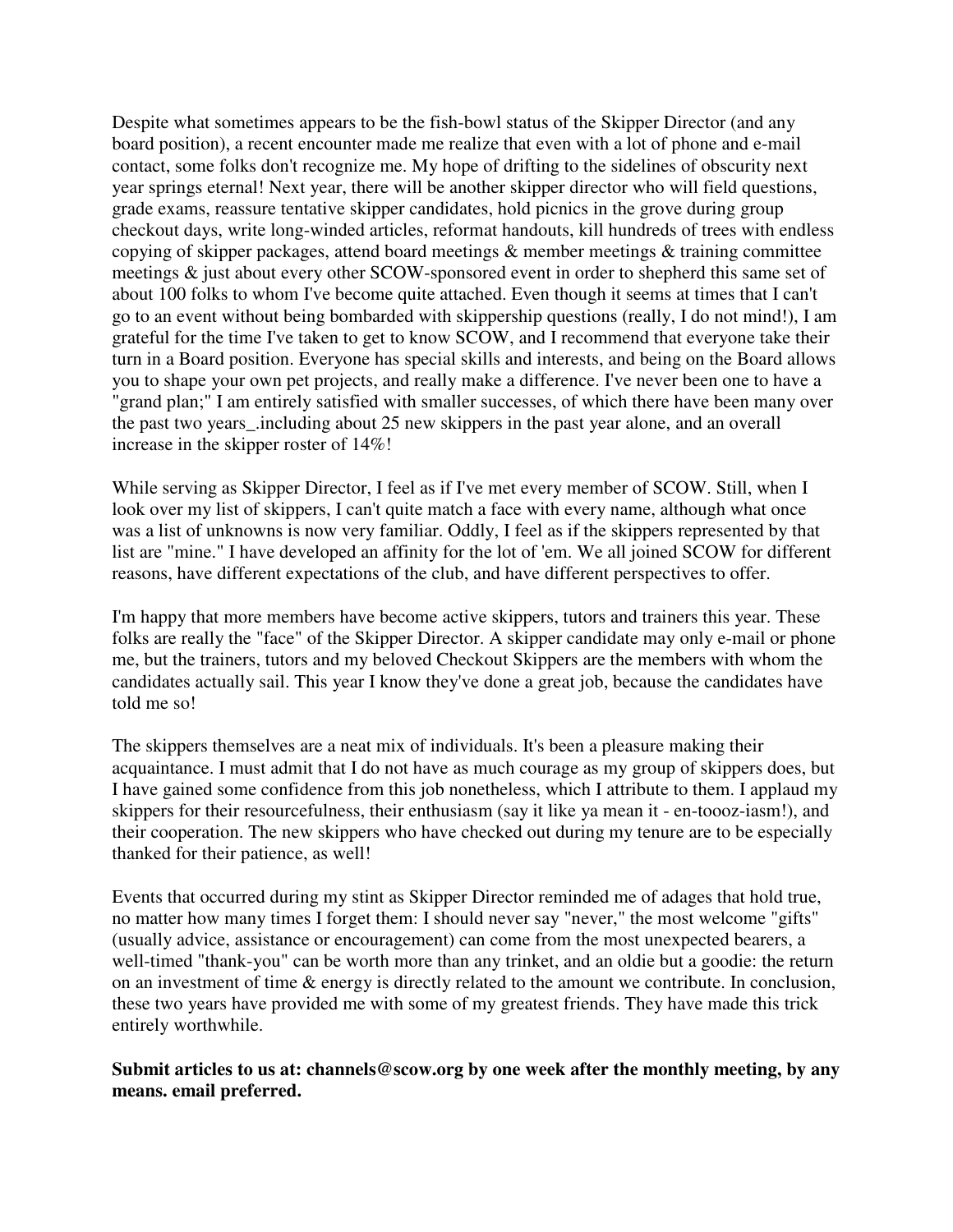Despite what sometimes appears to be the fish-bowl status of the Skipper Director (and any board position), a recent encounter made me realize that even with a lot of phone and e-mail contact, some folks don't recognize me. My hope of drifting to the sidelines of obscurity next year springs eternal! Next year, there will be another skipper director who will field questions, grade exams, reassure tentative skipper candidates, hold picnics in the grove during group checkout days, write long-winded articles, reformat handouts, kill hundreds of trees with endless copying of skipper packages, attend board meetings & member meetings & training committee meetings & just about every other SCOW-sponsored event in order to shepherd this same set of about 100 folks to whom I've become quite attached. Even though it seems at times that I can't go to an event without being bombarded with skippership questions (really, I do not mind!), I am grateful for the time I've taken to get to know SCOW, and I recommend that everyone take their turn in a Board position. Everyone has special skills and interests, and being on the Board allows you to shape your own pet projects, and really make a difference. I've never been one to have a "grand plan;" I am entirely satisfied with smaller successes, of which there have been many over the past two years_.including about 25 new skippers in the past year alone, and an overall increase in the skipper roster of 14%!

While serving as Skipper Director, I feel as if I've met every member of SCOW. Still, when I look over my list of skippers, I can't quite match a face with every name, although what once was a list of unknowns is now very familiar. Oddly, I feel as if the skippers represented by that list are "mine." I have developed an affinity for the lot of 'em. We all joined SCOW for different reasons, have different expectations of the club, and have different perspectives to offer.

I'm happy that more members have become active skippers, tutors and trainers this year. These folks are really the "face" of the Skipper Director. A skipper candidate may only e-mail or phone me, but the trainers, tutors and my beloved Checkout Skippers are the members with whom the candidates actually sail. This year I know they've done a great job, because the candidates have told me so!

The skippers themselves are a neat mix of individuals. It's been a pleasure making their acquaintance. I must admit that I do not have as much courage as my group of skippers does, but I have gained some confidence from this job nonetheless, which I attribute to them. I applaud my skippers for their resourcefulness, their enthusiasm (say it like ya mean it - en-toooz-iasm!), and their cooperation. The new skippers who have checked out during my tenure are to be especially thanked for their patience, as well!

Events that occurred during my stint as Skipper Director reminded me of adages that hold true, no matter how many times I forget them: I should never say "never," the most welcome "gifts" (usually advice, assistance or encouragement) can come from the most unexpected bearers, a well-timed "thank-you" can be worth more than any trinket, and an oldie but a goodie: the return on an investment of time & energy is directly related to the amount we contribute. In conclusion, these two years have provided me with some of my greatest friends. They have made this trick entirely worthwhile.

**Submit articles to us at: channels@scow.org by one week after the monthly meeting, by any means. email preferred.**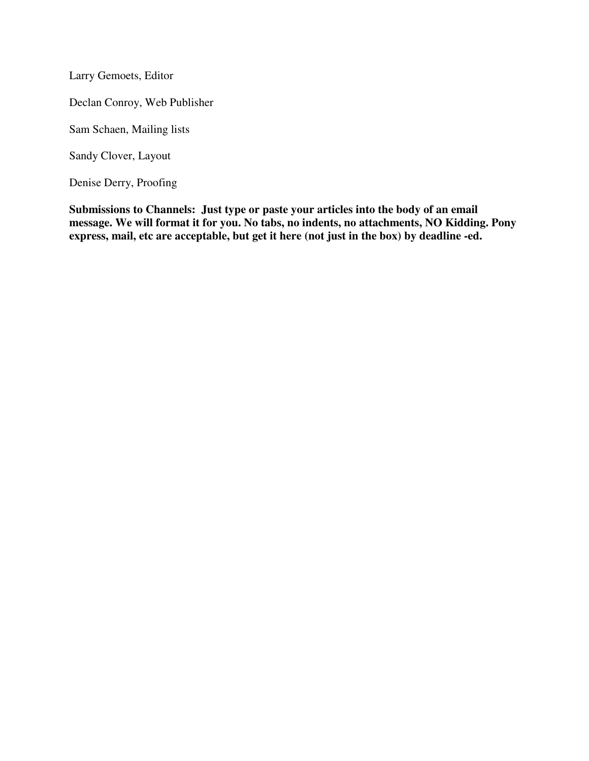Larry Gemoets, Editor

Declan Conroy, Web Publisher

Sam Schaen, Mailing lists

Sandy Clover, Layout

Denise Derry, Proofing

**Submissions to Channels: Just type or paste your articles into the body of an email message. We will format it for you. No tabs, no indents, no attachments, NO Kidding. Pony express, mail, etc are acceptable, but get it here (not just in the box) by deadline -ed.**